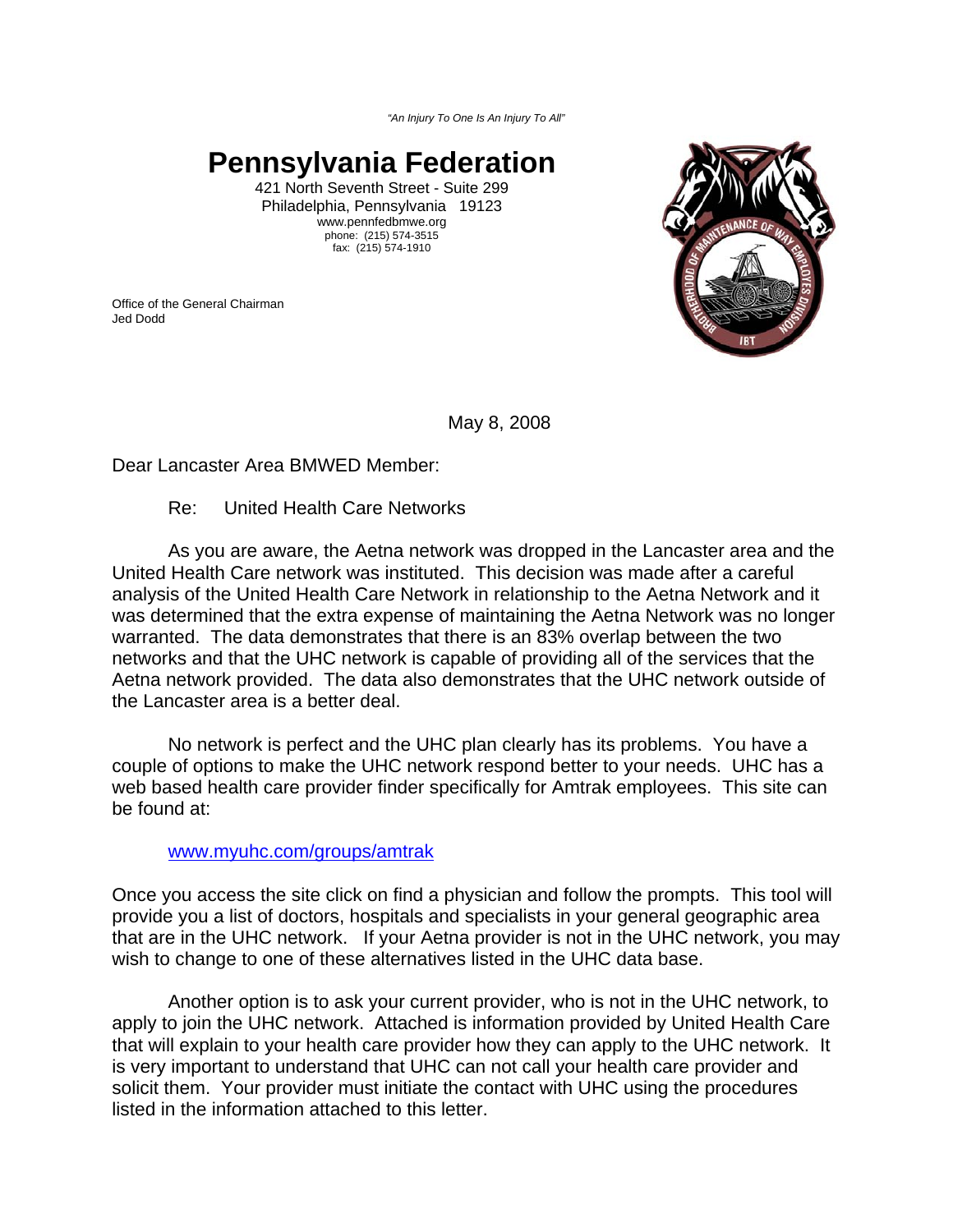*"An Injury To One Is An Injury To All"*

# Pennsylvania Federation

421 North Seventh Street - Suite 299
Philadelphia, Pennsylvania 19123
www.pennfedbmwe.org
phone: (215) 574-3515
fax: (215) 574-1910

Office of the General Chairman
Jed Dodd

May 8, 2008

Dear Lancaster Area BMWED Member:

Re: United Health Care Networks

As you are aware, the Aetna network was dropped in the Lancaster area and the United Health Care network was instituted. This decision was made after a careful analysis of the United Health Care Network in relationship to the Aetna Network and it was determined that the extra expense of maintaining the Aetna Network was no longer warranted. The data demonstrates that there is an 83% overlap between the two networks and that the UHC network is capable of providing all of the services that the Aetna network provided. The data also demonstrates that the UHC network outside of the Lancaster area is a better deal.

No network is perfect and the UHC plan clearly has its problems. You have a couple of options to make the UHC network respond better to your needs. UHC has a web based health care provider finder specifically for Amtrak employees. This site can be found at:

www.myuhc.com/groups/amtrak

Once you access the site click on find a physician and follow the prompts. This tool will provide you a list of doctors, hospitals and specialists in your general geographic area that are in the UHC network. If your Aetna provider is not in the UHC network, you may wish to change to one of these alternatives listed in the UHC data base.

Another option is to ask your current provider, who is not in the UHC network, to apply to join the UHC network. Attached is information provided by United Health Care that will explain to your health care provider how they can apply to the UHC network. It is very important to understand that UHC can not call your health care provider and solicit them. Your provider must initiate the contact with UHC using the procedures listed in the information attached to this letter.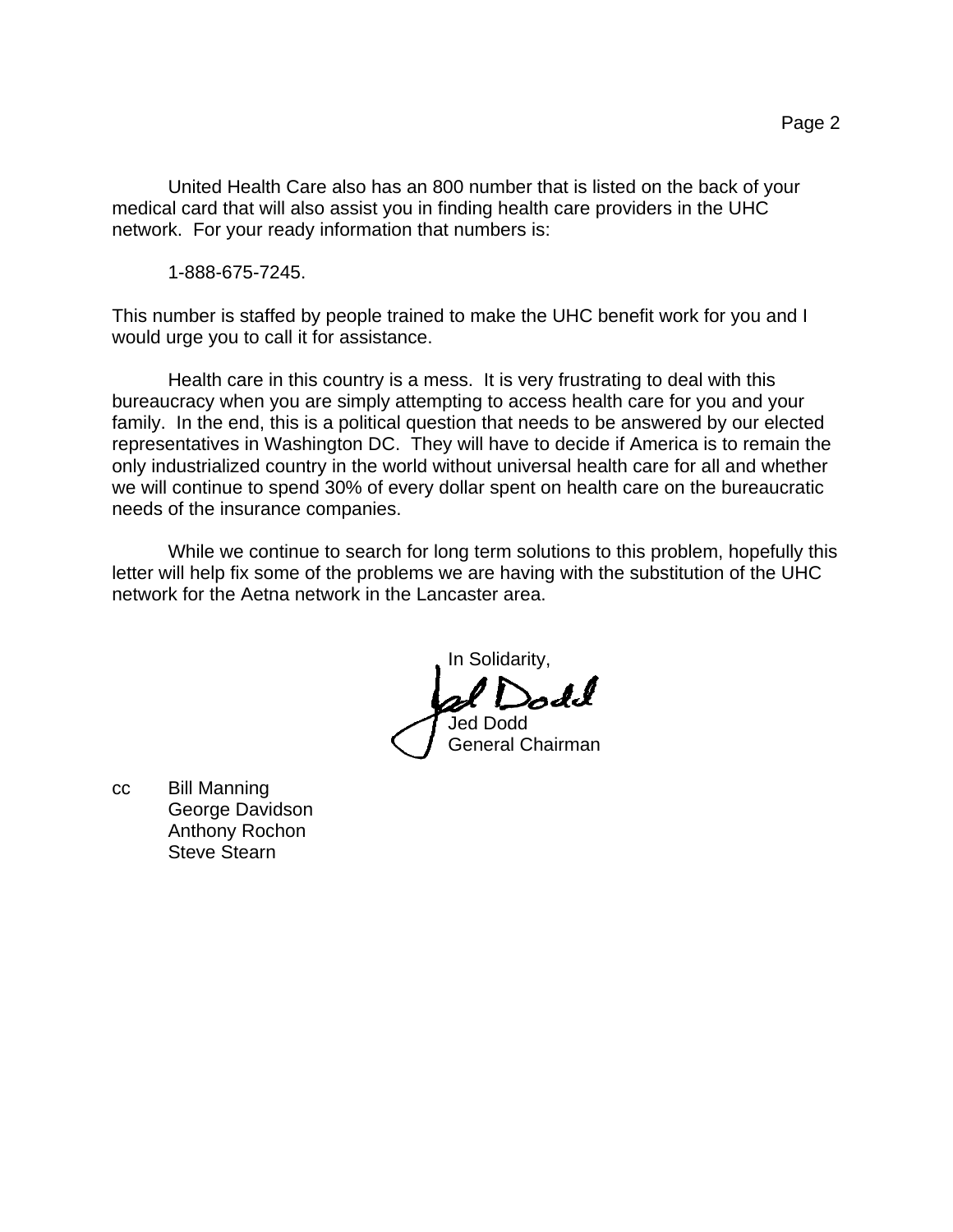United Health Care also has an 800 number that is listed on the back of your medical card that will also assist you in finding health care providers in the UHC network. For your ready information that numbers is:

1-888-675-7245.

This number is staffed by people trained to make the UHC benefit work for you and I would urge you to call it for assistance.

Health care in this country is a mess. It is very frustrating to deal with this bureaucracy when you are simply attempting to access health care for you and your family. In the end, this is a political question that needs to be answered by our elected representatives in Washington DC. They will have to decide if America is to remain the only industrialized country in the world without universal health care for all and whether we will continue to spend 30% of every dollar spent on health care on the bureaucratic needs of the insurance companies.

While we continue to search for long term solutions to this problem, hopefully this letter will help fix some of the problems we are having with the substitution of the UHC network for the Aetna network in the Lancaster area.

In Solidarity,

Jed Dodd
General Chairman

cc Bill Manning
George Davidson
Anthony Rochon
Steve Stearn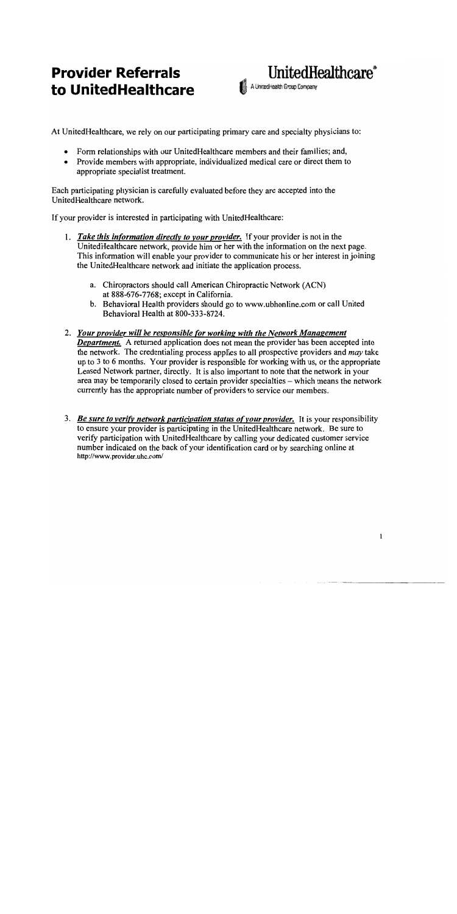# Provider Referrals to UnitedHealthcare

UnitedHealthcare®
A UnitedHealth Group Company

At UnitedHealthcare, we rely on our participating primary care and specialty physicians to:

- Form relationships with our UnitedHealthcare members and their families; and,
- Provide members with appropriate, individualized medical care or direct them to appropriate specialist treatment.

Each participating physician is carefully evaluated before they are accepted into the UnitedHealthcare network.

If your provider is interested in participating with UnitedHealthcare:

1. ***Take this information directly to your provider.*** If your provider is not in the UnitedHealthcare network, provide him or her with the information on the next page. This information will enable your provider to communicate his or her interest in joining the UnitedHealthcare network and initiate the application process.
    a. Chiropractors should call American Chiropractic Network (ACN) at 888-676-7768; except in California.
    b. Behavioral Health providers should go to www.ubhonline.com or call United Behavioral Health at 800-333-8724.
2. ***Your provider will be responsible for working with the Network Management Department.*** A returned application does not mean the provider has been accepted into the network. The credentialing process applies to all prospective providers and *may* take up to 3 to 6 months. Your provider is responsible for working with us, or the appropriate Leased Network partner, directly. It is also important to note that the network in your area may be temporarily closed to certain provider specialties – which means the network currently has the appropriate number of providers to service our members.
3. ***Be sure to verify network participation status of your provider.*** It is your responsibility to ensure your provider is participating in the UnitedHealthcare network. Be sure to verify participation with UnitedHealthcare by calling your dedicated customer service number indicated on the back of your identification card or by searching online at http://www.provider.uhc.com/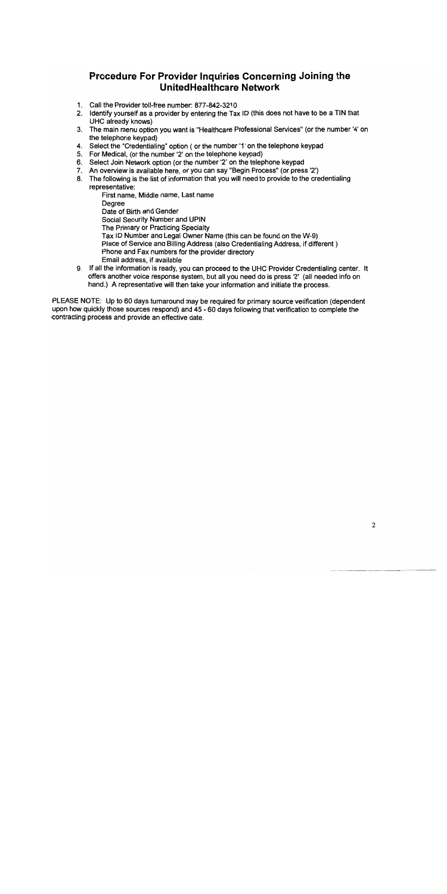## Procedure For Provider Inquiries Concerning Joining the UnitedHealthcare Network

1. Call the Provider toll-free number: 877-842-3210
2. Identify yourself as a provider by entering the Tax ID (this does not have to be a TIN that UHC already knows)
3. The main menu option you want is "Healthcare Professional Services" (or the number '4' on the telephone keypad)
4. Select the "Credentialing" option ( or the number '1' on the telephone keypad
5. For Medical, (or the number '2' on the telephone keypad)
6. Select Join Network option (or the number '2' on the telephone keypad
7. An overview is available here, or you can say "Begin Process" (or press '2')
8. The following is the list of information that you will need to provide to the credentialing representative:
   - First name, Middle name, Last name
   - Degree
   - Date of Birth and Gender
   - Social Security Number and UPIN
   - The Primary or Practicing Specialty
   - Tax ID Number and Legal Owner Name (this can be found on the W-9)
   - Place of Service and Billing Address (also Credentialing Address, if different )
   - Phone and Fax numbers for the provider directory
   - Email address, if available
9. If all the information is ready, you can proceed to the UHC Provider Credentialing center. It offers another voice response system, but all you need do is press '2' (all needed info on hand.) A representative will then take your information and initiate the process.

PLEASE NOTE: Up to 60 days turnaround may be required for primary source verification (dependent upon how quickly those sources respond) and 45 - 60 days following that verification to complete the contracting process and provide an effective date.